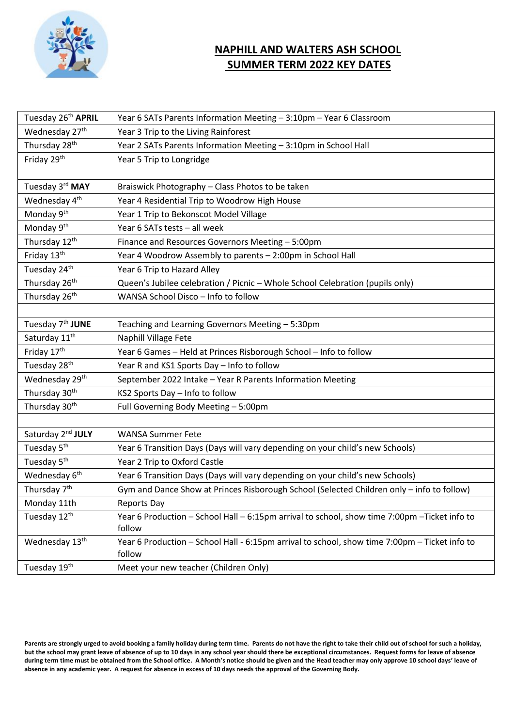# NAPHILL AND WALTERS ASH SCHOOL
# SUMMER TERM 2022 KEY DATES

| | |
|---|---|
| Tuesday 26th **APRIL** | Year 6 SATs Parents Information Meeting – 3:10pm – Year 6 Classroom |
| Wednesday 27th | Year 3 Trip to the Living Rainforest |
| Thursday 28th | Year 2 SATs Parents Information Meeting – 3:10pm in School Hall |
| Friday 29th | Year 5 Trip to Longridge |
| | |
| Tuesday 3rd **MAY** | Braiswick Photography – Class Photos to be taken |
| Wednesday 4th | Year 4 Residential Trip to Woodrow High House |
| Monday 9th | Year 1 Trip to Bekonscot Model Village |
| Monday 9th | Year 6 SATs tests – all week |
| Thursday 12th | Finance and Resources Governors Meeting – 5:00pm |
| Friday 13th | Year 4 Woodrow Assembly to parents – 2:00pm in School Hall |
| Tuesday 24th | Year 6 Trip to Hazard Alley |
| Thursday 26th | Queen's Jubilee celebration / Picnic – Whole School Celebration (pupils only) |
| Thursday 26th | WANSA School Disco – Info to follow |
| | |
| Tuesday 7th **JUNE** | Teaching and Learning Governors Meeting – 5:30pm |
| Saturday 11th | Naphill Village Fete |
| Friday 17th | Year 6 Games – Held at Princes Risborough School – Info to follow |
| Tuesday 28th | Year R and KS1 Sports Day – Info to follow |
| Wednesday 29th | September 2022 Intake – Year R Parents Information Meeting |
| Thursday 30th | KS2 Sports Day – Info to follow |
| Thursday 30th | Full Governing Body Meeting – 5:00pm |
| | |
| Saturday 2nd **JULY** | WANSA Summer Fete |
| Tuesday 5th | Year 6 Transition Days (Days will vary depending on your child's new Schools) |
| Tuesday 5th | Year 2 Trip to Oxford Castle |
| Wednesday 6th | Year 6 Transition Days (Days will vary depending on your child's new Schools) |
| Thursday 7th | Gym and Dance Show at Princes Risborough School (Selected Children only – info to follow) |
| Monday 11th | Reports Day |
| Tuesday 12th | Year 6 Production – School Hall – 6:15pm arrival to school, show time 7:00pm –Ticket info to follow |
| Wednesday 13th | Year 6 Production – School Hall - 6:15pm arrival to school, show time 7:00pm – Ticket info to follow |
| Tuesday 19th | Meet your new teacher (Children Only) |

**Parents are strongly urged to avoid booking a family holiday during term time. Parents do not have the right to take their child out of school for such a holiday, but the school may grant leave of absence of up to 10 days in any school year should there be exceptional circumstances. Request forms for leave of absence during term time must be obtained from the School office. A Month's notice should be given and the Head teacher may only approve 10 school days' leave of absence in any academic year. A request for absence in excess of 10 days needs the approval of the Governing Body.**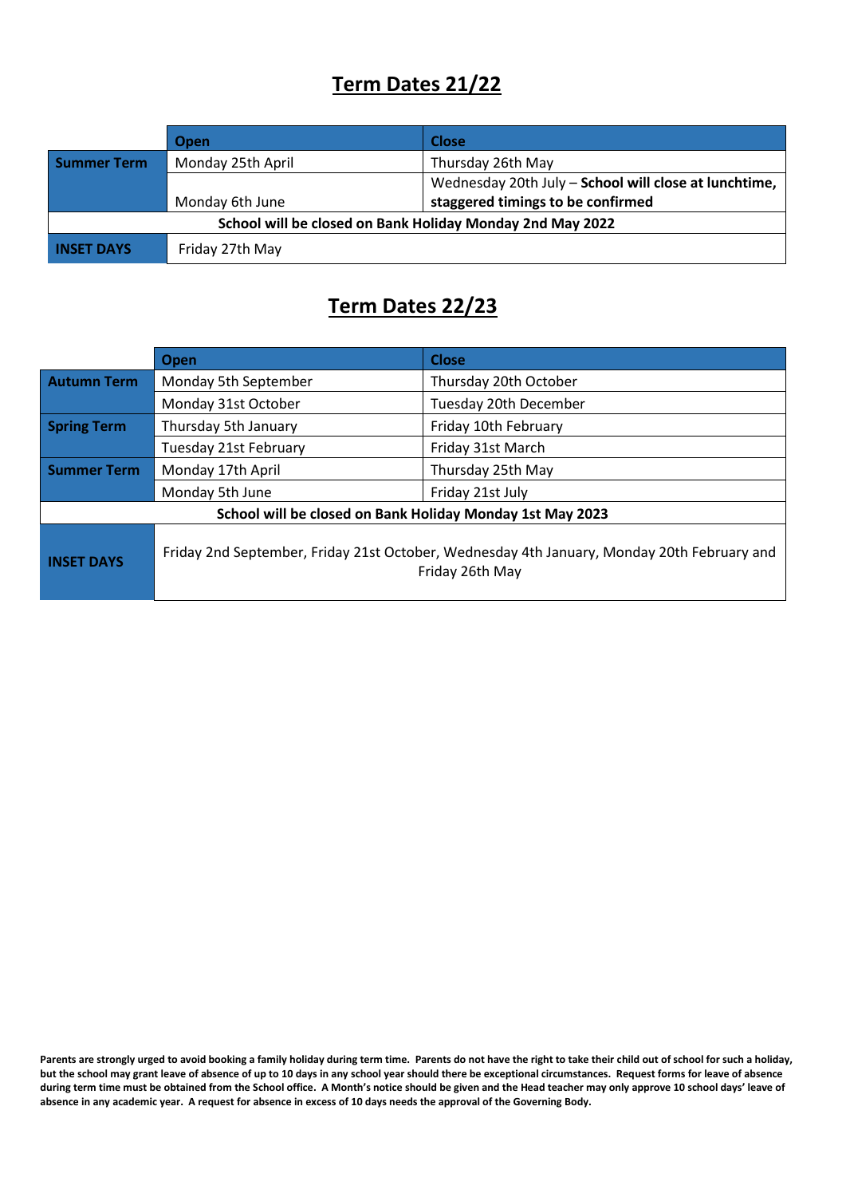## Term Dates 21/22

| | Open | Close |
|---|---|---|
| **Summer Term** | Monday 25th April | Thursday 26th May |
| | Monday 6th June | Wednesday 20th July – **School will close at lunchtime, staggered timings to be confirmed** |
| **School will be closed on Bank Holiday Monday 2nd May 2022** | | |
| **INSET DAYS** | Friday 27th May | |

## Term Dates 22/23

| | Open | Close |
|---|---|---|
| **Autumn Term** | Monday 5th September | Thursday 20th October |
| | Monday 31st October | Tuesday 20th December |
| **Spring Term** | Thursday 5th January | Friday 10th February |
| | Tuesday 21st February | Friday 31st March |
| **Summer Term** | Monday 17th April | Thursday 25th May |
| | Monday 5th June | Friday 21st July |
| **School will be closed on Bank Holiday Monday 1st May 2023** | | |
| **INSET DAYS** | Friday 2nd September, Friday 21st October, Wednesday 4th January, Monday 20th February and Friday 26th May | |

**Parents are strongly urged to avoid booking a family holiday during term time. Parents do not have the right to take their child out of school for such a holiday, but the school may grant leave of absence of up to 10 days in any school year should there be exceptional circumstances. Request forms for leave of absence during term time must be obtained from the School office. A Month's notice should be given and the Head teacher may only approve 10 school days' leave of absence in any academic year. A request for absence in excess of 10 days needs the approval of the Governing Body.**